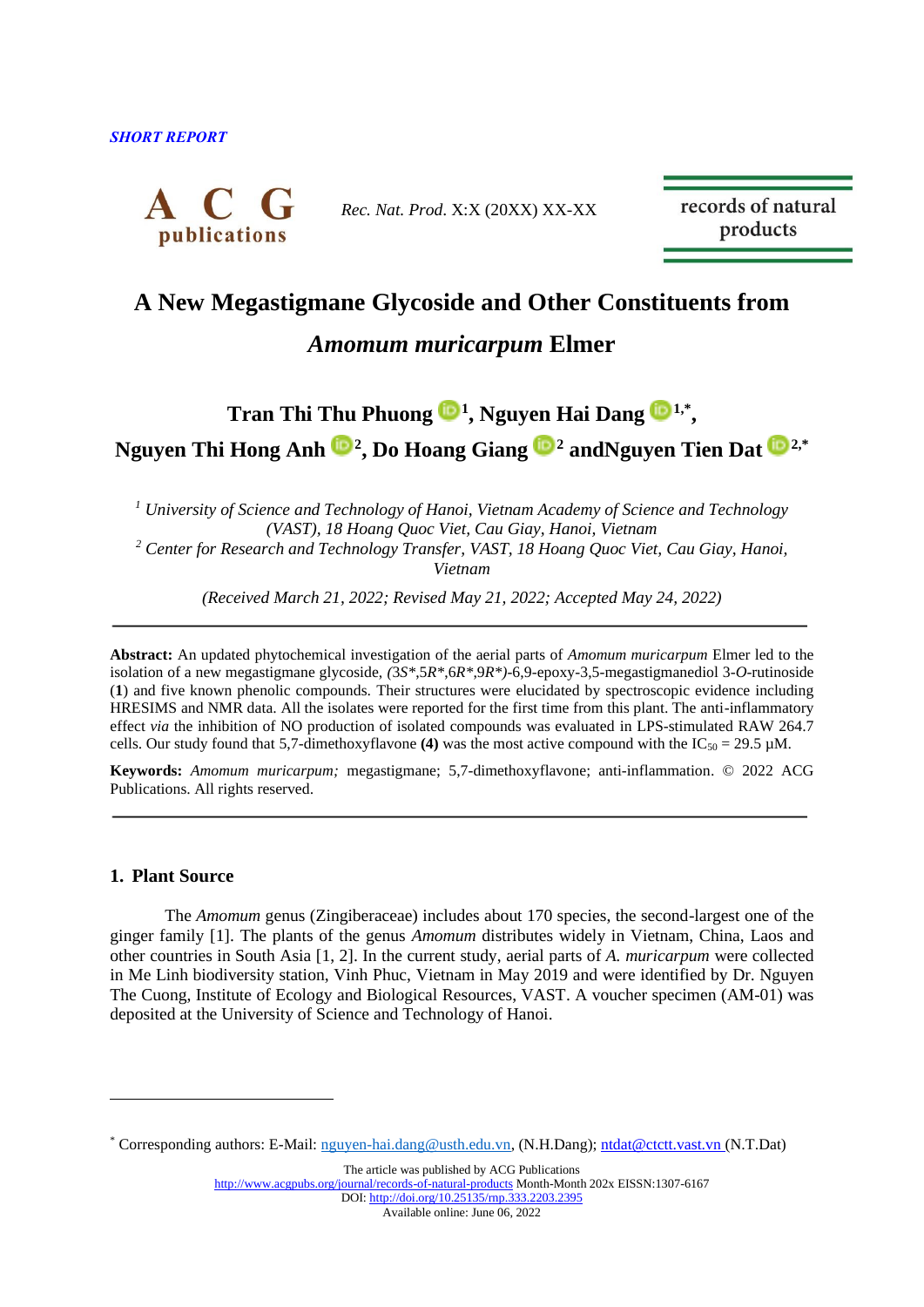*SHORT REPORT*

# A New Megastigmane Glycoside and Other Constituents from *Amomum muricarpum* Elmer

**Tran Thi Thu Phuong [1], Nguyen Hai Dang [1,*], Nguyen Thi Hong Anh [2], Do Hoang Giang [2] andNguyen Tien Dat [2,*]**

*[1] University of Science and Technology of Hanoi, Vietnam Academy of Science and Technology (VAST), 18 Hoang Quoc Viet, Cau Giay, Hanoi, Vietnam*
*[2] Center for Research and Technology Transfer, VAST, 18 Hoang Quoc Viet, Cau Giay, Hanoi, Vietnam*

*(Received March 21, 2022; Revised May 21, 2022; Accepted May 24, 2022)*

---

**Abstract:** An updated phytochemical investigation of the aerial parts of *Amomum muricarpum* Elmer led to the isolation of a new megastigmane glycoside, *(3S*,5R*,6R*,9R*)*-6,9-epoxy-3,5-megastigmanediol 3-*O*-rutinoside (**1**) and five known phenolic compounds. Their structures were elucidated by spectroscopic evidence including HRESIMS and NMR data. All the isolates were reported for the first time from this plant. The anti-inflammatory effect *via* the inhibition of NO production of isolated compounds was evaluated in LPS-stimulated RAW 264.7 cells. Our study found that 5,7-dimethoxyflavone **(4)** was the most active compound with the $IC_{50}$ = 29.5 μM.

**Keywords:** *Amomum muricarpum;* megastigmane; 5,7-dimethoxyflavone; anti-inflammation. © 2022 ACG Publications. All rights reserved.

---

## 1. Plant Source

The *Amomum* genus (Zingiberaceae) includes about 170 species, the second-largest one of the ginger family [1]. The plants of the genus *Amomum* distributes widely in Vietnam, China, Laos and other countries in South Asia [1, 2]. In the current study, aerial parts of *A. muricarpum* were collected in Me Linh biodiversity station, Vinh Phuc, Vietnam in May 2019 and were identified by Dr. Nguyen The Cuong, Institute of Ecology and Biological Resources, VAST. A voucher specimen (AM-01) was deposited at the University of Science and Technology of Hanoi.

---

[*] Corresponding authors: E-Mail: nguyen-hai.dang@usth.edu.vn, (N.H.Dang); ntdat@ctctt.vast.vn (N.T.Dat)

The article was published by ACG Publications
http://www.acgpubs.org/journal/records-of-natural-products Month-Month 202x EISSN:1307-6167
DOI: http://doi.org/10.25135/rnp.333.2203.2395
Available online: June 06, 2022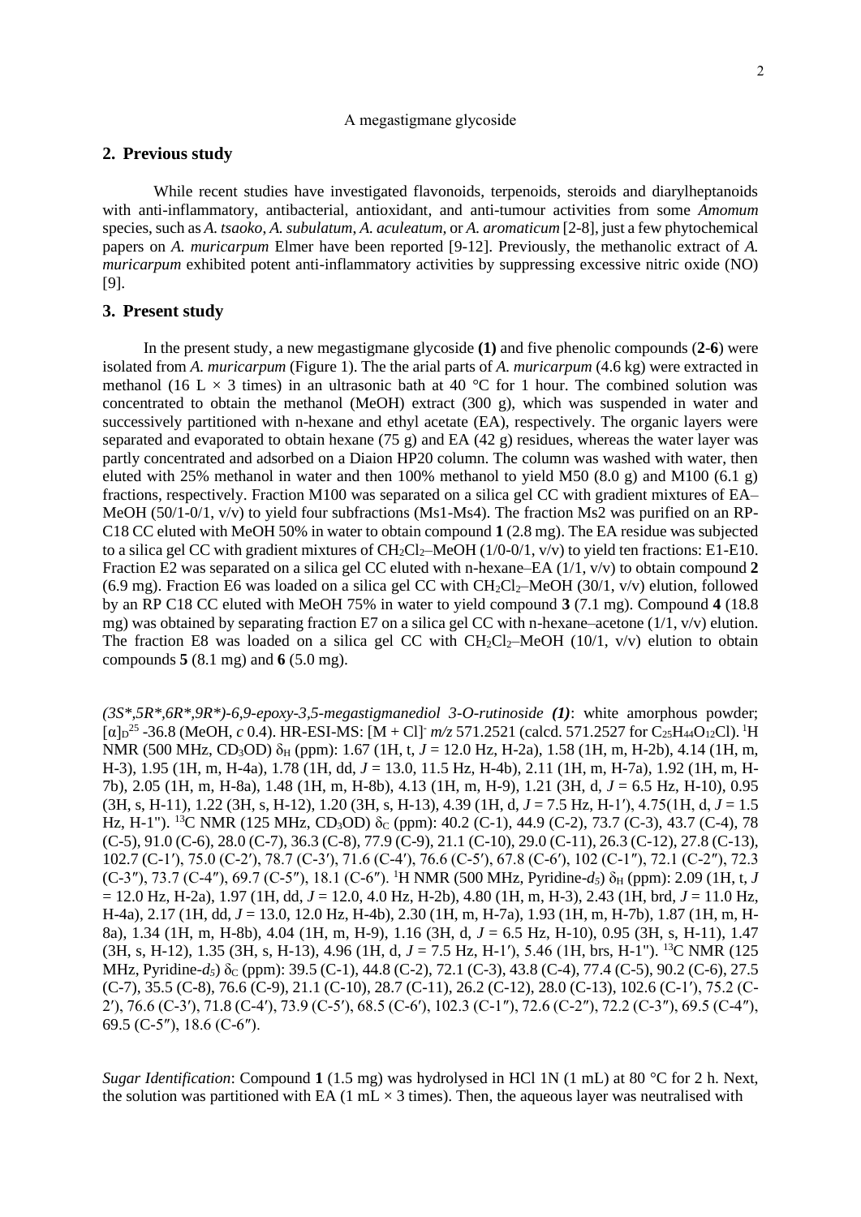## 2. Previous study

While recent studies have investigated flavonoids, terpenoids, steroids and diarylheptanoids with anti-inflammatory, antibacterial, antioxidant, and anti-tumour activities from some *Amomum* species, such as *A. tsaoko*, *A. subulatum*, *A. aculeatum*, or *A. aromaticum* [2-8], just a few phytochemical papers on *A. muricarpum* Elmer have been reported [9-12]. Previously, the methanolic extract of *A. muricarpum* exhibited potent anti-inflammatory activities by suppressing excessive nitric oxide (NO) [9].

## 3. Present study

In the present study, a new megastigmane glycoside **(1)** and five phenolic compounds (**2**-**6**) were isolated from *A. muricarpum* (Figure 1). The the arial parts of *A. muricarpum* (4.6 kg) were extracted in methanol (16 L × 3 times) in an ultrasonic bath at 40 °C for 1 hour. The combined solution was concentrated to obtain the methanol (MeOH) extract (300 g), which was suspended in water and successively partitioned with n-hexane and ethyl acetate (EA), respectively. The organic layers were separated and evaporated to obtain hexane (75 g) and EA (42 g) residues, whereas the water layer was partly concentrated and adsorbed on a Diaion HP20 column. The column was washed with water, then eluted with 25% methanol in water and then 100% methanol to yield M50 (8.0 g) and M100 (6.1 g) fractions, respectively. Fraction M100 was separated on a silica gel CC with gradient mixtures of EA–MeOH (50/1-0/1, v/v) to yield four subfractions (Ms1-Ms4). The fraction Ms2 was purified on an RP-C18 CC eluted with MeOH 50% in water to obtain compound **1** (2.8 mg). The EA residue was subjected to a silica gel CC with gradient mixtures of $CH_2Cl_2$–MeOH (1/0-0/1, v/v) to yield ten fractions: E1-E10. Fraction E2 was separated on a silica gel CC eluted with n-hexane–EA (1/1, v/v) to obtain compound **2** (6.9 mg). Fraction E6 was loaded on a silica gel CC with $CH_2Cl_2$–MeOH (30/1, v/v) elution, followed by an RP C18 CC eluted with MeOH 75% in water to yield compound **3** (7.1 mg). Compound **4** (18.8 mg) was obtained by separating fraction E7 on a silica gel CC with n-hexane–acetone (1/1, v/v) elution. The fraction E8 was loaded on a silica gel CC with $CH_2Cl_2$–MeOH (10/1, v/v) elution to obtain compounds **5** (8.1 mg) and **6** (5.0 mg).

*(3S*,5R*,6R*,9R*)-6,9-epoxy-3,5-megastigmanediol 3-O-rutinoside* ***(1)***: white amorphous powder; $[\alpha]_D^{25}$ -36.8 (MeOH, *c* 0.4). HR-ESI-MS: $[M + Cl]^-$ *m/z* 571.2521 (calcd. 571.2527 for $C_{25}H_{44}O_{12}Cl$). $^1H$ NMR (500 MHz, $CD_3OD$) $\delta_H$ (ppm): 1.67 (1H, t, *J* = 12.0 Hz, H-2a), 1.58 (1H, m, H-2b), 4.14 (1H, m, H-3), 1.95 (1H, m, H-4a), 1.78 (1H, dd, *J* = 13.0, 11.5 Hz, H-4b), 2.11 (1H, m, H-7a), 1.92 (1H, m, H-7b), 2.05 (1H, m, H-8a), 1.48 (1H, m, H-8b), 4.13 (1H, m, H-9), 1.21 (3H, d, *J* = 6.5 Hz, H-10), 0.95 (3H, s, H-11), 1.22 (3H, s, H-12), 1.20 (3H, s, H-13), 4.39 (1H, d, *J* = 7.5 Hz, H-1′), 4.75(1H, d, *J* = 1.5 Hz, H-1''). $^{13}C$ NMR (125 MHz, $CD_3OD$) $\delta_C$ (ppm): 40.2 (C-1), 44.9 (C-2), 73.7 (C-3), 43.7 (C-4), 78 (C-5), 91.0 (C-6), 28.0 (C-7), 36.3 (C-8), 77.9 (C-9), 21.1 (C-10), 29.0 (C-11), 26.3 (C-12), 27.8 (C-13), 102.7 (C-1′), 75.0 (C-2′), 78.7 (C-3′), 71.6 (C-4′), 76.6 (C-5′), 67.8 (C-6′), 102 (C-1″), 72.1 (C-2″), 72.3 (C-3″), 73.7 (C-4″), 69.7 (C-5″), 18.1 (C-6″). $^1H$ NMR (500 MHz, Pyridine-$d_5$) $\delta_H$ (ppm): 2.09 (1H, t, *J* = 12.0 Hz, H-2a), 1.97 (1H, dd, *J* = 12.0, 4.0 Hz, H-2b), 4.80 (1H, m, H-3), 2.43 (1H, brd, *J* = 11.0 Hz, H-4a), 2.17 (1H, dd, *J* = 13.0, 12.0 Hz, H-4b), 2.30 (1H, m, H-7a), 1.93 (1H, m, H-7b), 1.87 (1H, m, H-8a), 1.34 (1H, m, H-8b), 4.04 (1H, m, H-9), 1.16 (3H, d, *J* = 6.5 Hz, H-10), 0.95 (3H, s, H-11), 1.47 (3H, s, H-12), 1.35 (3H, s, H-13), 4.96 (1H, d, *J* = 7.5 Hz, H-1′), 5.46 (1H, brs, H-1''). $^{13}C$ NMR (125 MHz, Pyridine-$d_5$) $\delta_C$ (ppm): 39.5 (C-1), 44.8 (C-2), 72.1 (C-3), 43.8 (C-4), 77.4 (C-5), 90.2 (C-6), 27.5 (C-7), 35.5 (C-8), 76.6 (C-9), 21.1 (C-10), 28.7 (C-11), 26.2 (C-12), 28.0 (C-13), 102.6 (C-1′), 75.2 (C-2′), 76.6 (C-3′), 71.8 (C-4′), 73.9 (C-5′), 68.5 (C-6′), 102.3 (C-1″), 72.6 (C-2″), 72.2 (C-3″), 69.5 (C-4″), 69.5 (C-5″), 18.6 (C-6″).

*Sugar Identification*: Compound **1** (1.5 mg) was hydrolysed in HCl 1N (1 mL) at 80 °C for 2 h. Next, the solution was partitioned with EA (1 mL × 3 times). Then, the aqueous layer was neutralised with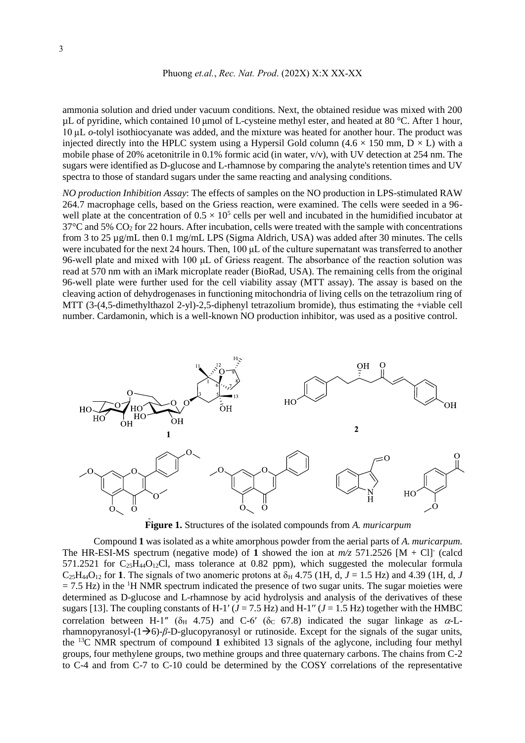ammonia solution and dried under vacuum conditions. Next, the obtained residue was mixed with 200 µL of pyridine, which contained 10 µmol of L-cysteine methyl ester, and heated at 80 °C. After 1 hour, 10 µL *o*-tolyl isothiocyanate was added, and the mixture was heated for another hour. The product was injected directly into the HPLC system using a Hypersil Gold column (4.6 × 150 mm, D × L) with a mobile phase of 20% acetonitrile in 0.1% formic acid (in water, v/v), with UV detection at 254 nm. The sugars were identified as D-glucose and L-rhamnose by comparing the analyte's retention times and UV spectra to those of standard sugars under the same reacting and analysing conditions.

*NO production Inhibition Assay*: The effects of samples on the NO production in LPS-stimulated RAW 264.7 macrophage cells, based on the Griess reaction, were examined. The cells were seeded in a 96-well plate at the concentration of $0.5 \times 10^5$ cells per well and incubated in the humidified incubator at 37°C and 5% $CO_2$ for 22 hours. After incubation, cells were treated with the sample with concentrations from 3 to 25 µg/mL then 0.1 mg/mL LPS (Sigma Aldrich, USA) was added after 30 minutes. The cells were incubated for the next 24 hours. Then, 100 µL of the culture supernatant was transferred to another 96-well plate and mixed with 100 µL of Griess reagent. The absorbance of the reaction solution was read at 570 nm with an iMark microplate reader (BioRad, USA). The remaining cells from the original 96-well plate were further used for the cell viability assay (MTT assay). The assay is based on the cleaving action of dehydrogenases in functioning mitochondria of living cells on the tetrazolium ring of MTT (3-(4,5-dimethylthazol 2-yl)-2,5-diphenyl tetrazolium bromide), thus estimating the +viable cell number. Cardamonin, which is a well-known NO production inhibitor, was used as a positive control.

**Figure 1.** Structures of the isolated compounds from *A. muricarpum*

Compound **1** was isolated as a white amorphous powder from the aerial parts of *A. muricarpum.* The HR-ESI-MS spectrum (negative mode) of **1** showed the ion at *m/z* 571.2526 $[M + Cl]^-$ (calcd 571.2521 for $C_{25}H_{44}O_{12}Cl$, mass tolerance at 0.82 ppm), which suggested the molecular formula $C_{25}H_{44}O_{12}$ for **1**. The signals of two anomeric protons at $\delta_H$ 4.75 (1H, d, *J* = 1.5 Hz) and 4.39 (1H, d, *J* = 7.5 Hz) in the $^1H$ NMR spectrum indicated the presence of two sugar units. The sugar moieties were determined as D-glucose and L-rhamnose by acid hydrolysis and analysis of the derivatives of these sugars [13]. The coupling constants of H-1′ (*J* = 7.5 Hz) and H-1″ (*J* = 1.5 Hz) together with the HMBC correlation between H-1″ ($\delta_H$ 4.75) and C-6′ ($\delta_C$ 67.8) indicated the sugar linkage as $\alpha$-L-rhamnopyranosyl-(1→6)-$\beta$-D-glucopyranosyl or rutinoside. Except for the signals of the sugar units, the $^{13}C$ NMR spectrum of compound **1** exhibited 13 signals of the aglycone, including four methyl groups, four methylene groups, two methine groups and three quaternary carbons. The chains from C-2 to C-4 and from C-7 to C-10 could be determined by the COSY correlations of the representative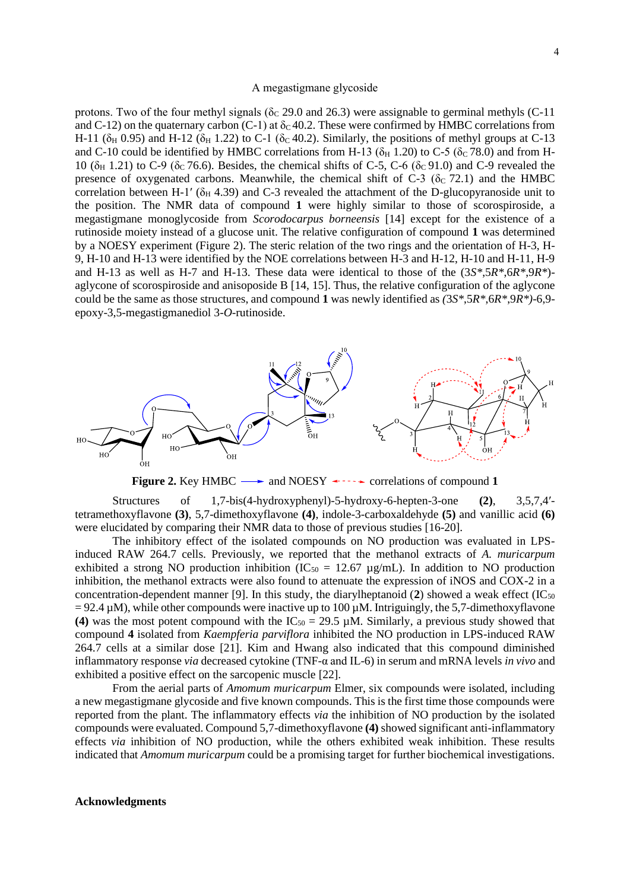protons. Two of the four methyl signals ($\delta_C$ 29.0 and 26.3) were assignable to germinal methyls (C-11 and C-12) on the quaternary carbon (C-1) at $\delta_C$ 40.2. These were confirmed by HMBC correlations from H-11 ($\delta_H$ 0.95) and H-12 ($\delta_H$ 1.22) to C-1 ($\delta_C$ 40.2). Similarly, the positions of methyl groups at C-13 and C-10 could be identified by HMBC correlations from H-13 ($\delta_H$ 1.20) to C-5 ($\delta_C$ 78.0) and from H-10 ($\delta_H$ 1.21) to C-9 ($\delta_C$ 76.6). Besides, the chemical shifts of C-5, C-6 ($\delta_C$ 91.0) and C-9 revealed the presence of oxygenated carbons. Meanwhile, the chemical shift of C-3 ($\delta_C$ 72.1) and the HMBC correlation between H-1′ ($\delta_H$ 4.39) and C-3 revealed the attachment of the D-glucopyranoside unit to the position. The NMR data of compound **1** were highly similar to those of scorospiroside, a megastigmane monoglycoside from *Scorodocarpus borneensis* [14] except for the existence of a rutinoside moiety instead of a glucose unit. The relative configuration of compound **1** was determined by a NOESY experiment (Figure 2). The steric relation of the two rings and the orientation of H-3, H-9, H-10 and H-13 were identified by the NOE correlations between H-3 and H-12, H-10 and H-11, H-9 and H-13 as well as H-7 and H-13. These data were identical to those of the (3*S**,5*R**,6*R**,9*R**)-aglycone of scorospiroside and anisoposide B [14, 15]. Thus, the relative configuration of the aglycone could be the same as those structures, and compound **1** was newly identified as *(*3*S**,5*R**,6*R**,9*R**)*-6,9-epoxy-3,5-megastigmanediol 3-*O*-rutinoside.

**Figure 2.** Key HMBC ⟶ and NOESY ←---→ correlations of compound **1**

Structures of 1,7-bis(4-hydroxyphenyl)-5-hydroxy-6-hepten-3-one **(2)**, 3,5,7,4′-tetramethoxyflavone **(3)**, 5,7-dimethoxyflavone **(4)**, indole-3-carboxaldehyde **(5)** and vanillic acid **(6)** were elucidated by comparing their NMR data to those of previous studies [16-20].

The inhibitory effect of the isolated compounds on NO production was evaluated in LPS-induced RAW 264.7 cells. Previously, we reported that the methanol extracts of *A. muricarpum* exhibited a strong NO production inhibition ($IC_{50}$ = 12.67 µg/mL). In addition to NO production inhibition, the methanol extracts were also found to attenuate the expression of iNOS and COX-2 in a concentration-dependent manner [9]. In this study, the diarylheptanoid (**2**) showed a weak effect ($IC_{50}$ = 92.4 µM), while other compounds were inactive up to 100 µM. Intriguingly, the 5,7-dimethoxyflavone **(4)** was the most potent compound with the $IC_{50}$ = 29.5 µM. Similarly, a previous study showed that compound **4** isolated from *Kaempferia parviflora* inhibited the NO production in LPS-induced RAW 264.7 cells at a similar dose [21]. Kim and Hwang also indicated that this compound diminished inflammatory response *via* decreased cytokine (TNF-α and IL-6) in serum and mRNA levels *in vivo* and exhibited a positive effect on the sarcopenic muscle [22].

From the aerial parts of *Amomum muricarpum* Elmer, six compounds were isolated, including a new megastigmane glycoside and five known compounds. This is the first time those compounds were reported from the plant. The inflammatory effects *via* the inhibition of NO production by the isolated compounds were evaluated. Compound 5,7-dimethoxyflavone **(4)** showed significant anti-inflammatory effects *via* inhibition of NO production, while the others exhibited weak inhibition. These results indicated that *Amomum muricarpum* could be a promising target for further biochemical investigations.

## Acknowledgments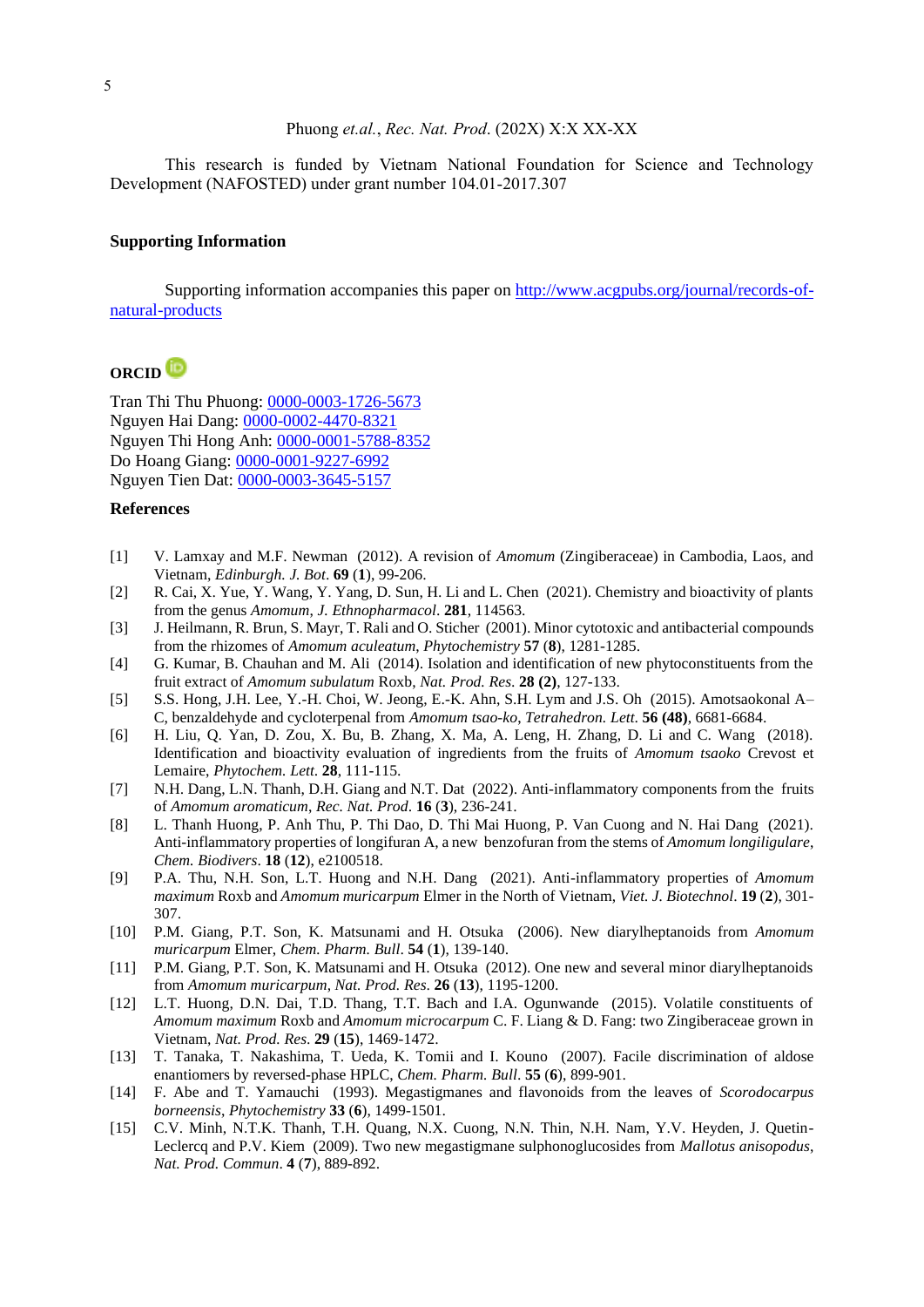This research is funded by Vietnam National Foundation for Science and Technology Development (NAFOSTED) under grant number 104.01-2017.307

### Supporting Information

Supporting information accompanies this paper on [http://www.acgpubs.org/journal/records-of-natural-products](http://www.acgpubs.org/journal/records-of-natural-products)

### ORCID

Tran Thi Thu Phuong: [0000-0003-1726-5673](0000-0003-1726-5673)
Nguyen Hai Dang: [0000-0002-4470-8321](0000-0002-4470-8321)
Nguyen Thi Hong Anh: [0000-0001-5788-8352](0000-0001-5788-8352)
Do Hoang Giang: [0000-0001-9227-6992](0000-0001-9227-6992)
Nguyen Tien Dat: [0000-0003-3645-5157](0000-0003-3645-5157)

### References

[1] V. Lamxay and M.F. Newman (2012). A revision of *Amomum* (Zingiberaceae) in Cambodia, Laos, and Vietnam, *Edinburgh. J. Bot*. **69** (**1**), 99-206.

[2] R. Cai, X. Yue, Y. Wang, Y. Yang, D. Sun, H. Li and L. Chen (2021). Chemistry and bioactivity of plants from the genus *Amomum*, *J. Ethnopharmacol*. **281**, 114563.

[3] J. Heilmann, R. Brun, S. Mayr, T. Rali and O. Sticher (2001). Minor cytotoxic and antibacterial compounds from the rhizomes of *Amomum aculeatum*, *Phytochemistry* **57** (**8**), 1281-1285.

[4] G. Kumar, B. Chauhan and M. Ali (2014). Isolation and identification of new phytoconstituents from the fruit extract of *Amomum subulatum* Roxb, *Nat. Prod. Res*. **28 (2)**, 127-133.

[5] S.S. Hong, J.H. Lee, Y.-H. Choi, W. Jeong, E.-K. Ahn, S.H. Lym and J.S. Oh (2015). Amotsaokonal A–C, benzaldehyde and cycloterpenal from *Amomum tsao-ko*, *Tetrahedron. Lett*. **56 (48)**, 6681-6684.

[6] H. Liu, Q. Yan, D. Zou, X. Bu, B. Zhang, X. Ma, A. Leng, H. Zhang, D. Li and C. Wang (2018). Identification and bioactivity evaluation of ingredients from the fruits of *Amomum tsaoko* Crevost et Lemaire, *Phytochem. Lett*. **28**, 111-115.

[7] N.H. Dang, L.N. Thanh, D.H. Giang and N.T. Dat (2022). Anti-inflammatory components from the fruits of *Amomum aromaticum*, *Rec. Nat. Prod*. **16** (**3**), 236-241.

[8] L. Thanh Huong, P. Anh Thu, P. Thi Dao, D. Thi Mai Huong, P. Van Cuong and N. Hai Dang (2021). Anti-inflammatory properties of longifuran A, a new benzofuran from the stems of *Amomum longiligulare*, *Chem. Biodivers*. **18** (**12**), e2100518.

[9] P.A. Thu, N.H. Son, L.T. Huong and N.H. Dang (2021). Anti-inflammatory properties of *Amomum maximum* Roxb and *Amomum muricarpum* Elmer in the North of Vietnam, *Viet. J. Biotechnol*. **19** (**2**), 301-307.

[10] P.M. Giang, P.T. Son, K. Matsunami and H. Otsuka (2006). New diarylheptanoids from *Amomum muricarpum* Elmer, *Chem. Pharm. Bull*. **54** (**1**), 139-140.

[11] P.M. Giang, P.T. Son, K. Matsunami and H. Otsuka (2012). One new and several minor diarylheptanoids from *Amomum muricarpum*, *Nat. Prod. Res*. **26** (**13**), 1195-1200.

[12] L.T. Huong, D.N. Dai, T.D. Thang, T.T. Bach and I.A. Ogunwande (2015). Volatile constituents of *Amomum maximum* Roxb and *Amomum microcarpum* C. F. Liang & D. Fang: two Zingiberaceae grown in Vietnam, *Nat. Prod. Res*. **29** (**15**), 1469-1472.

[13] T. Tanaka, T. Nakashima, T. Ueda, K. Tomii and I. Kouno (2007). Facile discrimination of aldose enantiomers by reversed-phase HPLC, *Chem. Pharm. Bull*. **55** (**6**), 899-901.

[14] F. Abe and T. Yamauchi (1993). Megastigmanes and flavonoids from the leaves of *Scorodocarpus borneensis*, *Phytochemistry* **33** (**6**), 1499-1501.

[15] C.V. Minh, N.T.K. Thanh, T.H. Quang, N.X. Cuong, N.N. Thin, N.H. Nam, Y.V. Heyden, J. Quetin-Leclercq and P.V. Kiem (2009). Two new megastigmane sulphonoglucosides from *Mallotus anisopodus*, *Nat. Prod. Commun*. **4** (**7**), 889-892.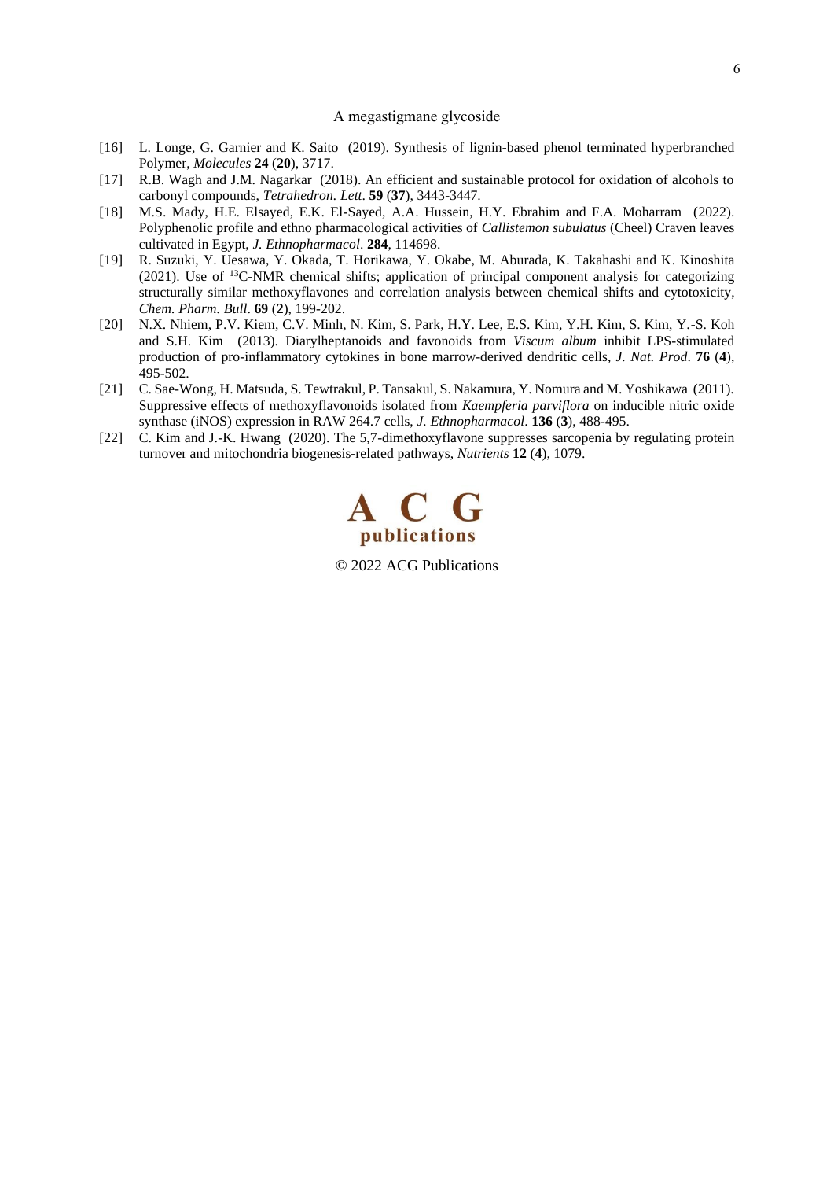[16] L. Longe, G. Garnier and K. Saito (2019). Synthesis of lignin-based phenol terminated hyperbranched Polymer, *Molecules* **24** (**20**), 3717.

[17] R.B. Wagh and J.M. Nagarkar (2018). An efficient and sustainable protocol for oxidation of alcohols to carbonyl compounds, *Tetrahedron. Lett*. **59** (**37**), 3443-3447.

[18] M.S. Mady, H.E. Elsayed, E.K. El-Sayed, A.A. Hussein, H.Y. Ebrahim and F.A. Moharram (2022). Polyphenolic profile and ethno pharmacological activities of *Callistemon subulatus* (Cheel) Craven leaves cultivated in Egypt, *J. Ethnopharmacol*. **284**, 114698.

[19] R. Suzuki, Y. Uesawa, Y. Okada, T. Horikawa, Y. Okabe, M. Aburada, K. Takahashi and K. Kinoshita (2021). Use of $^{13}C$-NMR chemical shifts; application of principal component analysis for categorizing structurally similar methoxyflavones and correlation analysis between chemical shifts and cytotoxicity, *Chem. Pharm. Bull*. **69** (**2**), 199-202.

[20] N.X. Nhiem, P.V. Kiem, C.V. Minh, N. Kim, S. Park, H.Y. Lee, E.S. Kim, Y.H. Kim, S. Kim, Y.-S. Koh and S.H. Kim (2013). Diarylheptanoids and favonoids from *Viscum album* inhibit LPS-stimulated production of pro-inflammatory cytokines in bone marrow-derived dendritic cells, *J. Nat. Prod*. **76** (**4**), 495-502.

[21] C. Sae-Wong, H. Matsuda, S. Tewtrakul, P. Tansakul, S. Nakamura, Y. Nomura and M. Yoshikawa (2011). Suppressive effects of methoxyflavonoids isolated from *Kaempferia parviflora* on inducible nitric oxide synthase (iNOS) expression in RAW 264.7 cells, *J. Ethnopharmacol*. **136** (**3**), 488-495.

[22] C. Kim and J.-K. Hwang (2020). The 5,7-dimethoxyflavone suppresses sarcopenia by regulating protein turnover and mitochondria biogenesis-related pathways, *Nutrients* **12** (**4**), 1079.

A C G
publications

© 2022 ACG Publications